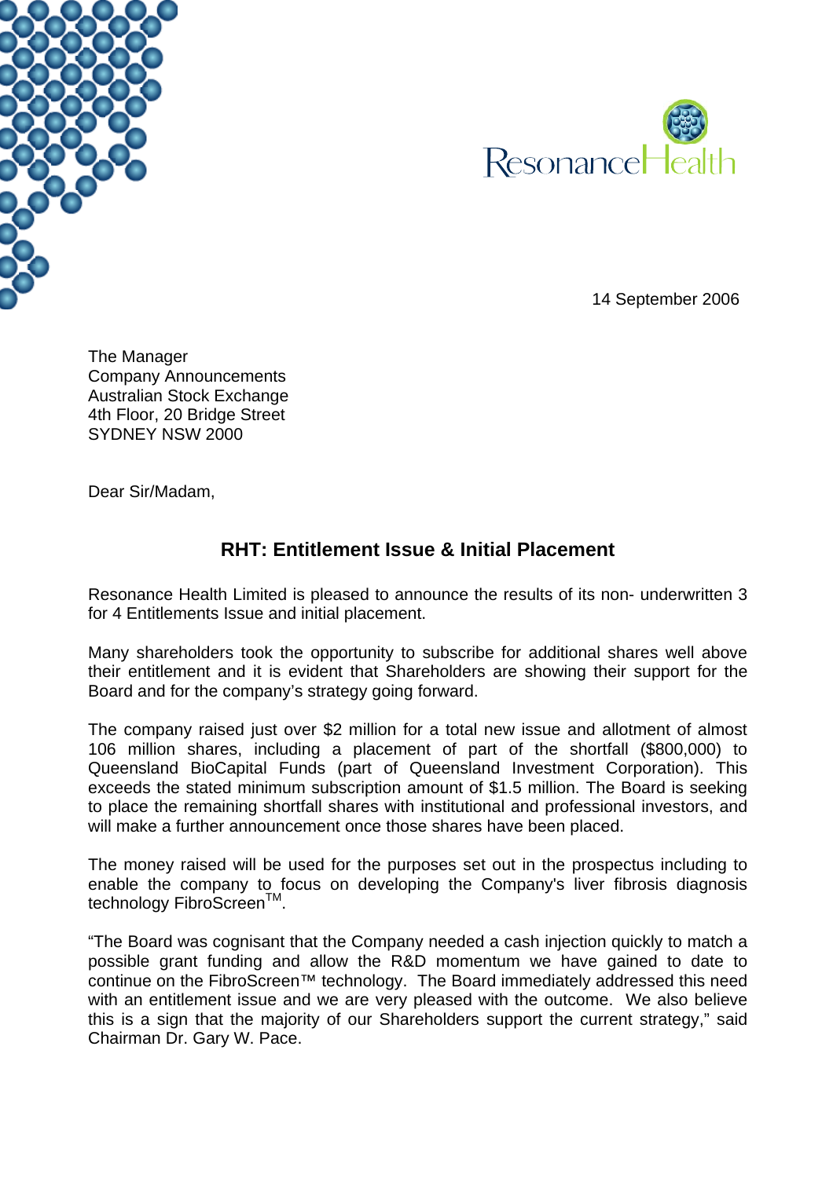Resonance Health

14 September 2006

The Manager
Company Announcements
Australian Stock Exchange
4th Floor, 20 Bridge Street
SYDNEY NSW 2000

Dear Sir/Madam,

## RHT: Entitlement Issue & Initial Placement

Resonance Health Limited is pleased to announce the results of its non- underwritten 3 for 4 Entitlements Issue and initial placement.

Many shareholders took the opportunity to subscribe for additional shares well above their entitlement and it is evident that Shareholders are showing their support for the Board and for the company's strategy going forward.

The company raised just over $2 million for a total new issue and allotment of almost 106 million shares, including a placement of part of the shortfall ($800,000) to Queensland BioCapital Funds (part of Queensland Investment Corporation). This exceeds the stated minimum subscription amount of $1.5 million. The Board is seeking to place the remaining shortfall shares with institutional and professional investors, and will make a further announcement once those shares have been placed.

The money raised will be used for the purposes set out in the prospectus including to enable the company to focus on developing the Company's liver fibrosis diagnosis technology FibroScreen™.

"The Board was cognisant that the Company needed a cash injection quickly to match a possible grant funding and allow the R&D momentum we have gained to date to continue on the FibroScreen™ technology. The Board immediately addressed this need with an entitlement issue and we are very pleased with the outcome. We also believe this is a sign that the majority of our Shareholders support the current strategy," said Chairman Dr. Gary W. Pace.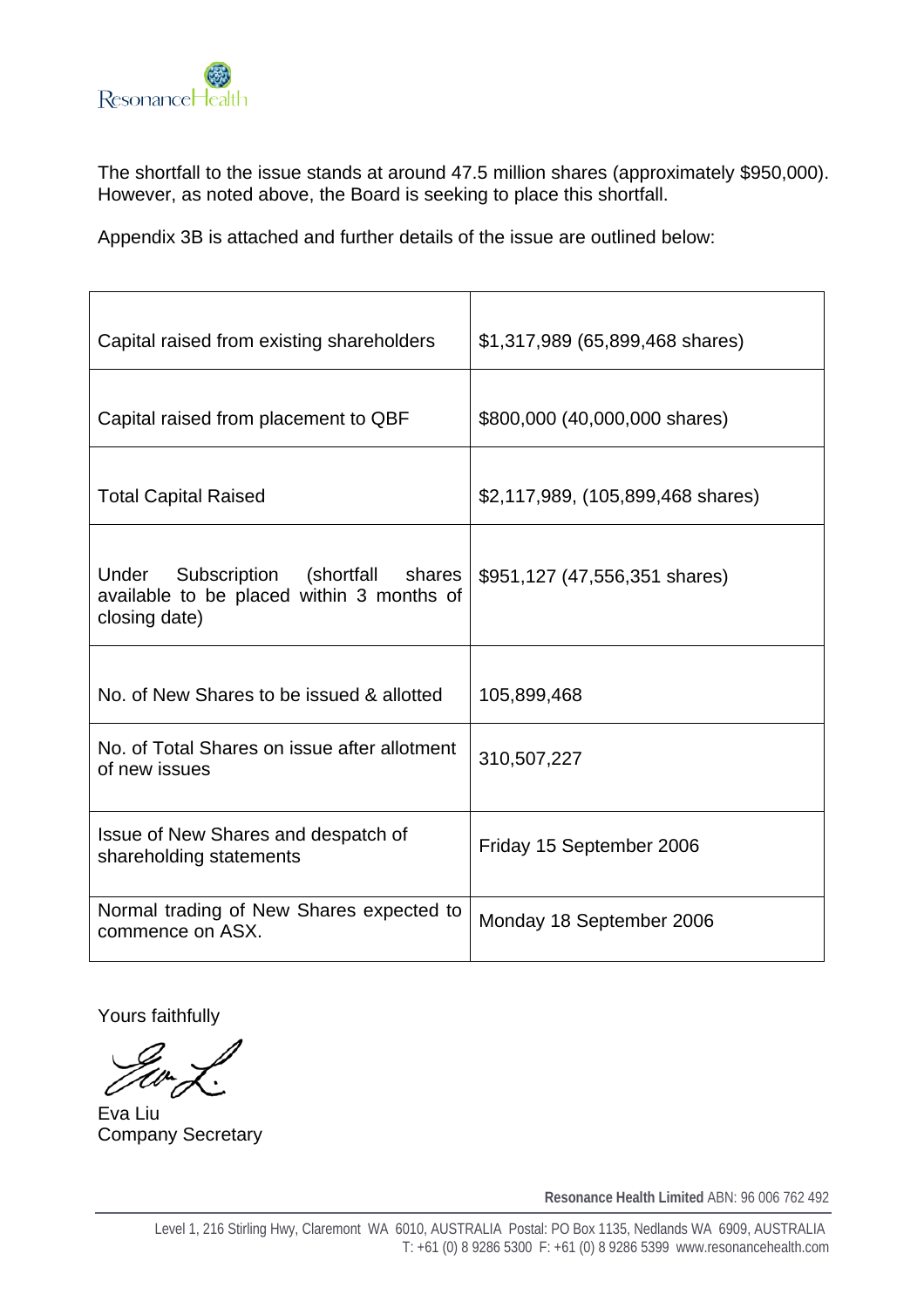The shortfall to the issue stands at around 47.5 million shares (approximately $950,000). However, as noted above, the Board is seeking to place this shortfall.

Appendix 3B is attached and further details of the issue are outlined below:

| | |
|---|---|
| Capital raised from existing shareholders | $1,317,989 (65,899,468 shares) |
| Capital raised from placement to QBF | $800,000 (40,000,000 shares) |
| Total Capital Raised | $2,117,989, (105,899,468 shares) |
| Under Subscription (shortfall shares available to be placed within 3 months of closing date) | $951,127 (47,556,351 shares) |
| No. of New Shares to be issued & allotted | 105,899,468 |
| No. of Total Shares on issue after allotment of new issues | 310,507,227 |
| Issue of New Shares and despatch of shareholding statements | Friday 15 September 2006 |
| Normal trading of New Shares expected to commence on ASX. | Monday 18 September 2006 |

Yours faithfully

Eva Liu
Company Secretary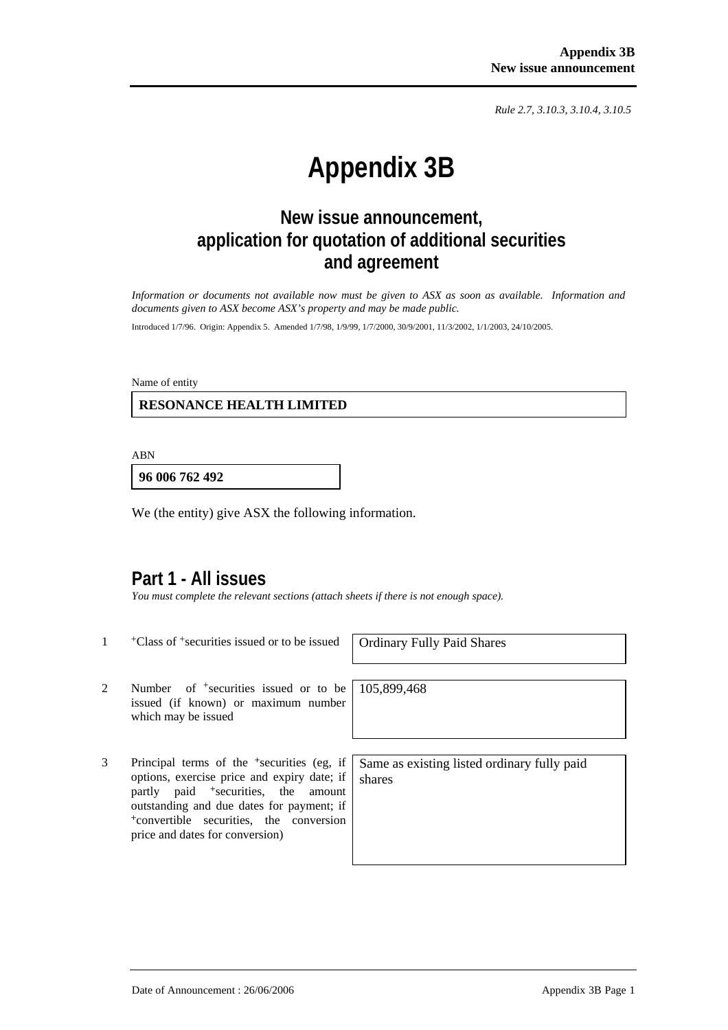Rule 2.7, 3.10.3, 3.10.4, 3.10.5

# Appendix 3B

## New issue announcement, application for quotation of additional securities and agreement

*Information or documents not available now must be given to ASX as soon as available. Information and documents given to ASX become ASX's property and may be made public.*

Introduced 1/7/96. Origin: Appendix 5. Amended 1/7/98, 1/9/99, 1/7/2000, 30/9/2001, 11/3/2002, 1/1/2003, 24/10/2005.

Name of entity

**RESONANCE HEALTH LIMITED**

ABN

**96 006 762 492**

We (the entity) give ASX the following information.

## Part 1 - All issues

*You must complete the relevant sections (attach sheets if there is not enough space).*

| | | |
|---|---|---|
| 1 | +Class of +securities issued or to be issued | Ordinary Fully Paid Shares |
| 2 | Number of +securities issued or to be issued (if known) or maximum number which may be issued | 105,899,468 |
| 3 | Principal terms of the +securities (eg, if options, exercise price and expiry date; if partly paid +securities, the amount outstanding and due dates for payment; if +convertible securities, the conversion price and dates for conversion) | Same as existing listed ordinary fully paid shares |

Date of Announcement : 26/06/2006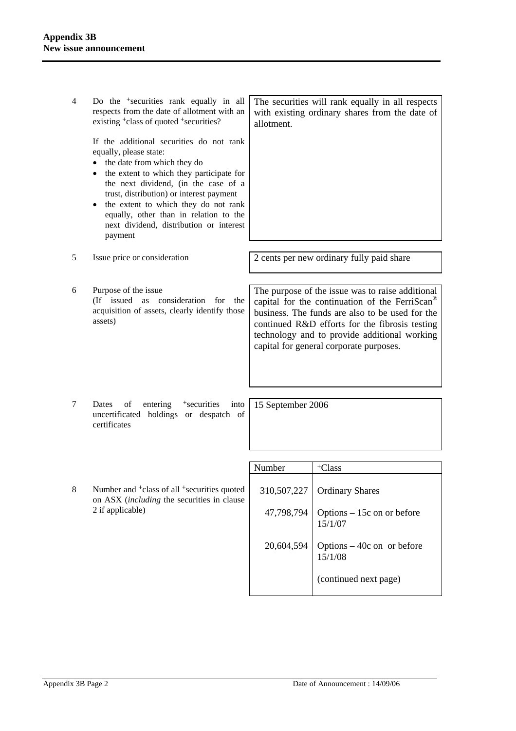| | | |
|---|---|---|
| 4 | Do the +securities rank equally in all respects from the date of allotment with an existing +class of quoted +securities?<br><br>If the additional securities do not rank equally, please state:<br>• the date from which they do<br>• the extent to which they participate for the next dividend, (in the case of a trust, distribution) or interest payment<br>• the extent to which they do not rank equally, other than in relation to the next dividend, distribution or interest payment | The securities will rank equally in all respects with existing ordinary shares from the date of allotment. |
| 5 | Issue price or consideration | 2 cents per new ordinary fully paid share |
| 6 | Purpose of the issue<br>(If issued as consideration for the acquisition of assets, clearly identify those assets) | The purpose of the issue was to raise additional capital for the continuation of the FerriScan® business. The funds are also to be used for the continued R&D efforts for the fibrosis testing technology and to provide additional working capital for general corporate purposes. |
| 7 | Dates of entering +securities into uncertificated holdings or despatch of certificates | 15 September 2006 |

| | | Number | +Class |
|---|---|---|---|
| 8 | Number and +class of all +securities quoted on ASX (*including* the securities in clause 2 if applicable) | 310,507,227 | Ordinary Shares |
| | | 47,798,794 | Options – 15c on or before 15/1/07 |
| | | 20,604,594 | Options – 40c on or before 15/1/08 |
| | | | (continued next page) |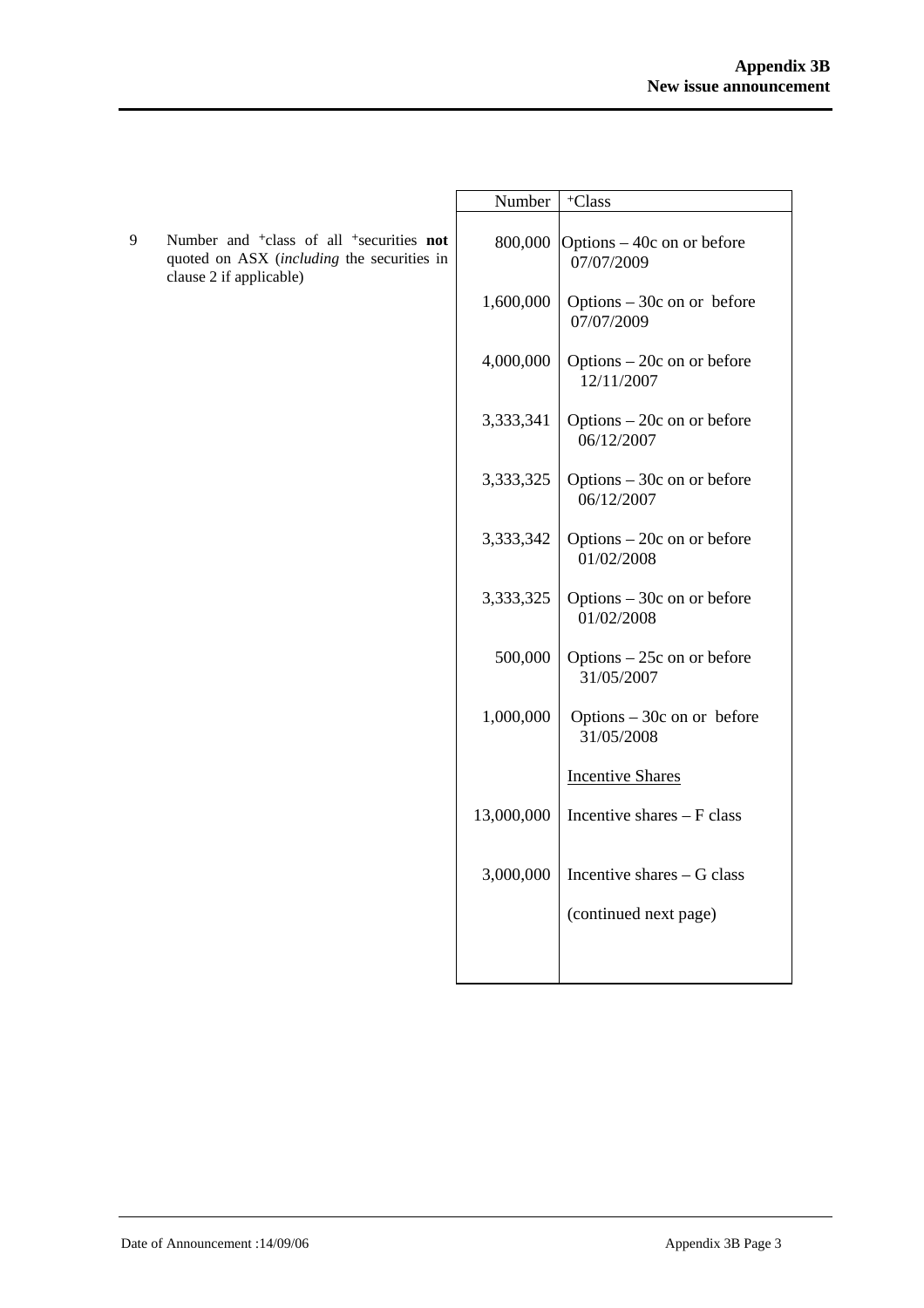| | Number | +Class |
|---|---|---|
| 9 Number and +class of all +securities **not** quoted on ASX (*including* the securities in clause 2 if applicable) | 800,000 | Options – 40c on or before 07/07/2009 |
| | 1,600,000 | Options – 30c on or before 07/07/2009 |
| | 4,000,000 | Options – 20c on or before 12/11/2007 |
| | 3,333,341 | Options – 20c on or before 06/12/2007 |
| | 3,333,325 | Options – 30c on or before 06/12/2007 |
| | 3,333,342 | Options – 20c on or before 01/02/2008 |
| | 3,333,325 | Options – 30c on or before 01/02/2008 |
| | 500,000 | Options – 25c on or before 31/05/2007 |
| | 1,000,000 | Options – 30c on or before 31/05/2008 |
| | | Incentive Shares |
| | 13,000,000 | Incentive shares – F class |
| | 3,000,000 | Incentive shares – G class |
| | | (continued next page) |

Date of Announcement :14/09/06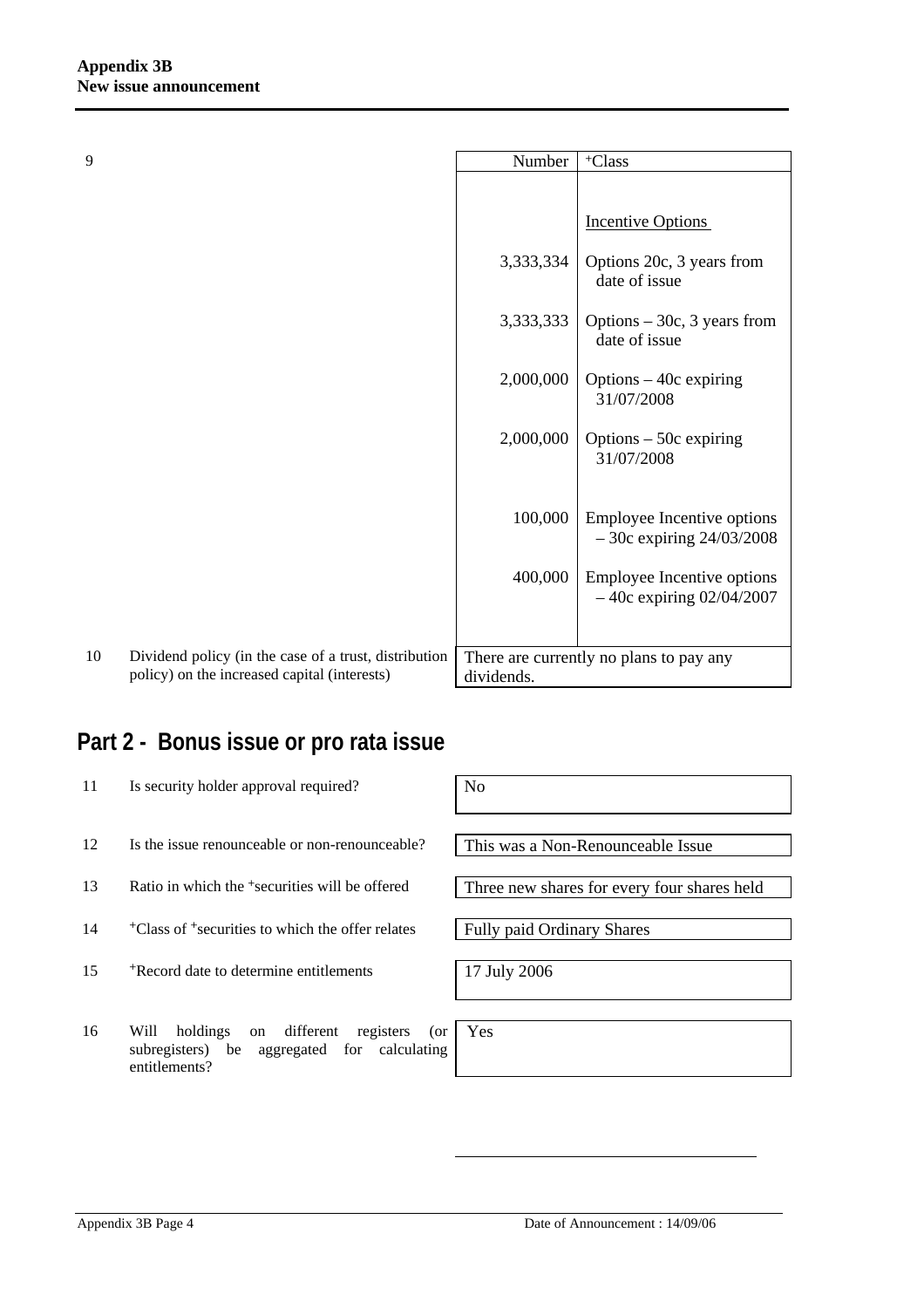| | | Number | +Class |
|---|---|---|---|
| 9 | | | **Incentive Options** |
| | | 3,333,334 | Options 20c, 3 years from date of issue |
| | | 3,333,333 | Options – 30c, 3 years from date of issue |
| | | 2,000,000 | Options – 40c expiring 31/07/2008 |
| | | 2,000,000 | Options – 50c expiring 31/07/2008 |
| | | 100,000 | Employee Incentive options – 30c expiring 24/03/2008 |
| | | 400,000 | Employee Incentive options – 40c expiring 02/04/2007 |
| 10 | Dividend policy (in the case of a trust, distribution policy) on the increased capital (interests) | There are currently no plans to pay any dividends. | |

## Part 2 - Bonus issue or pro rata issue

| | | |
|---|---|---|
| 11 | Is security holder approval required? | No |
| 12 | Is the issue renounceable or non-renounceable? | This was a Non-Renounceable Issue |
| 13 | Ratio in which the +securities will be offered | Three new shares for every four shares held |
| 14 | +Class of +securities to which the offer relates | Fully paid Ordinary Shares |
| 15 | +Record date to determine entitlements | 17 July 2006 |
| 16 | Will holdings on different registers (or subregisters) be aggregated for calculating entitlements? | Yes |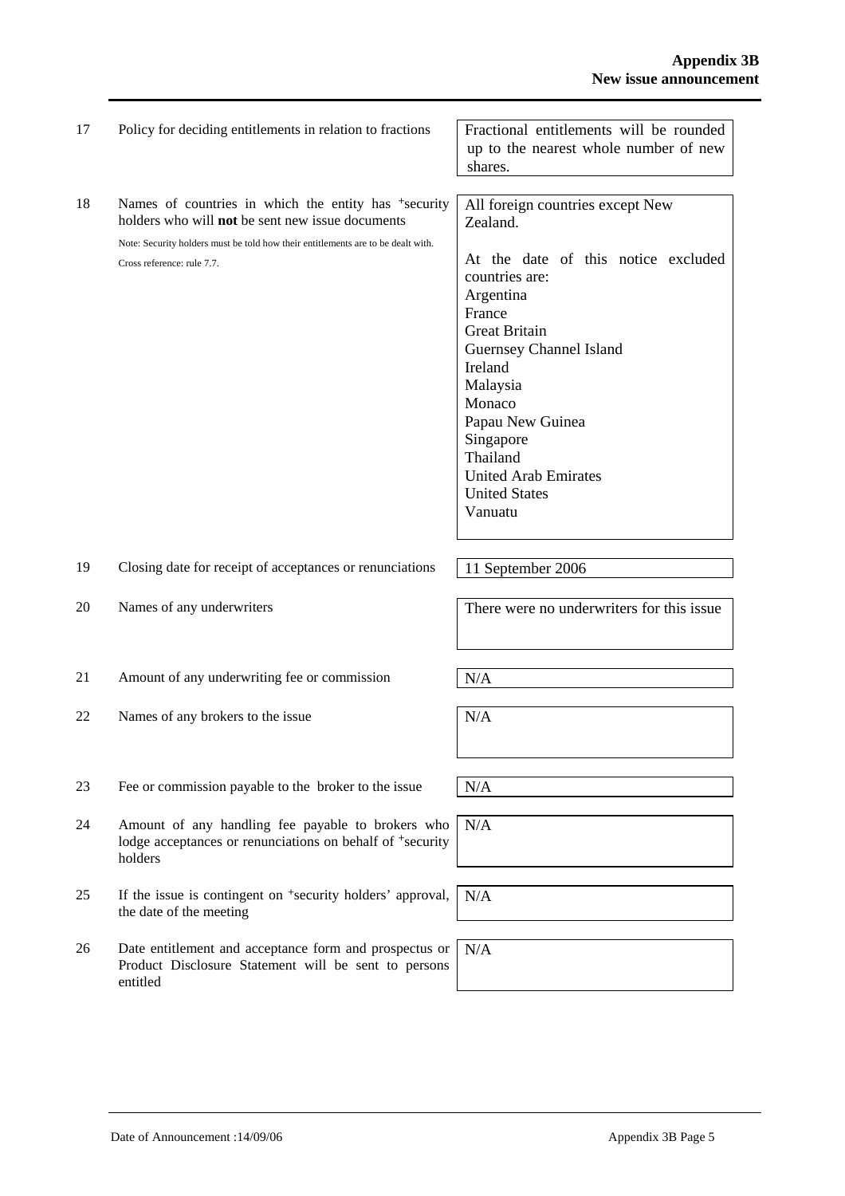| | | |
|---|---|---|
| 17 | Policy for deciding entitlements in relation to fractions | Fractional entitlements will be rounded up to the nearest whole number of new shares. |
| 18 | Names of countries in which the entity has +security holders who will **not** be sent new issue documents<br><br>Note: Security holders must be told how their entitlements are to be dealt with.<br>Cross reference: rule 7.7. | All foreign countries except New Zealand.<br><br>At the date of this notice excluded countries are:<br>Argentina<br>France<br>Great Britain<br>Guernsey Channel Island<br>Ireland<br>Malaysia<br>Monaco<br>Papau New Guinea<br>Singapore<br>Thailand<br>United Arab Emirates<br>United States<br>Vanuatu |
| 19 | Closing date for receipt of acceptances or renunciations | 11 September 2006 |
| 20 | Names of any underwriters | There were no underwriters for this issue |
| 21 | Amount of any underwriting fee or commission | N/A |
| 22 | Names of any brokers to the issue | N/A |
| 23 | Fee or commission payable to the broker to the issue | N/A |
| 24 | Amount of any handling fee payable to brokers who lodge acceptances or renunciations on behalf of +security holders | N/A |
| 25 | If the issue is contingent on +security holders' approval, the date of the meeting | N/A |
| 26 | Date entitlement and acceptance form and prospectus or Product Disclosure Statement will be sent to persons entitled | N/A |

Date of Announcement :14/09/06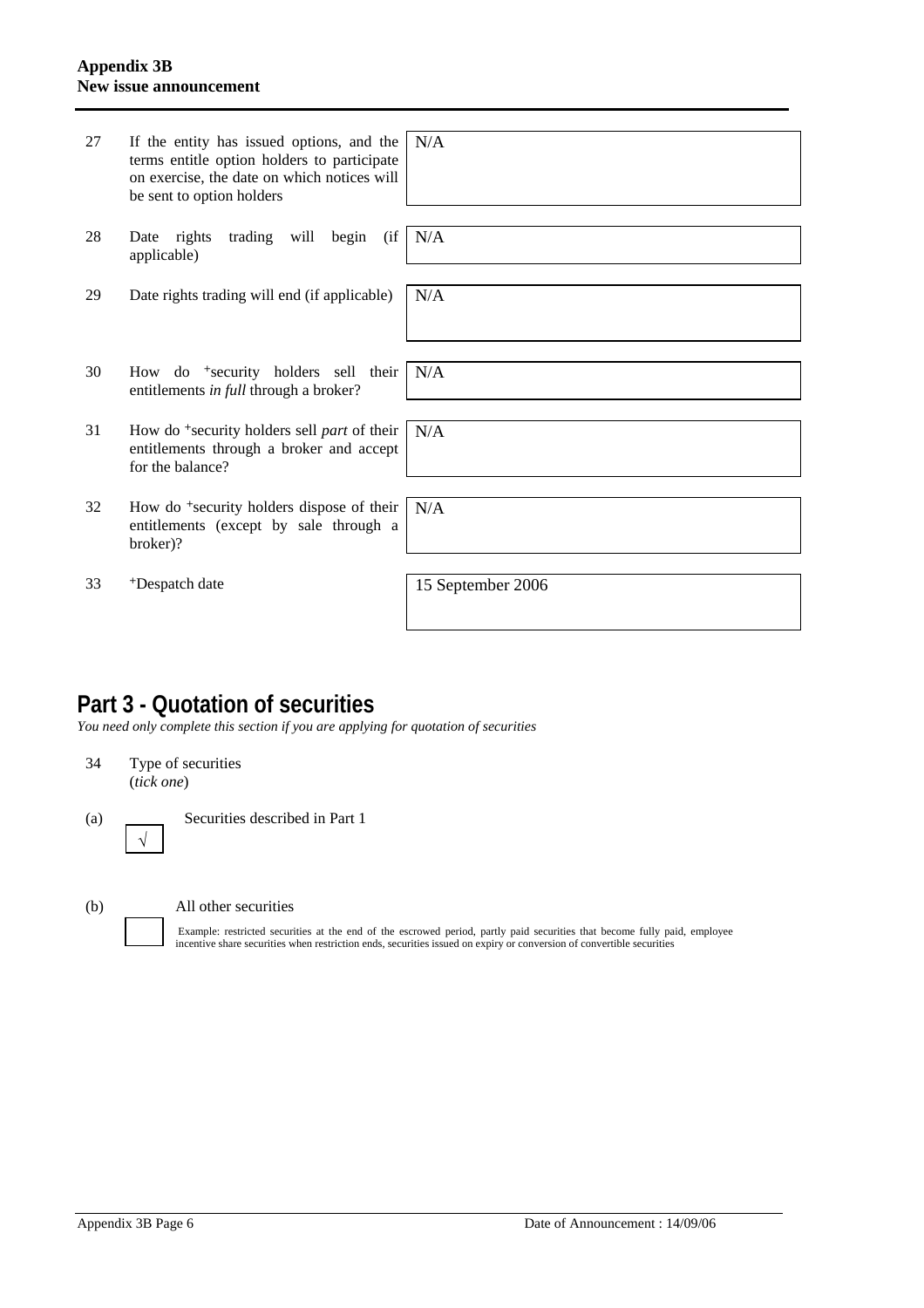| | | |
|---|---|---|
| 27 | If the entity has issued options, and the terms entitle option holders to participate on exercise, the date on which notices will be sent to option holders | N/A |
| 28 | Date rights trading will begin (if applicable) | N/A |
| 29 | Date rights trading will end (if applicable) | N/A |
| 30 | How do +security holders sell their entitlements *in full* through a broker? | N/A |
| 31 | How do +security holders sell *part* of their entitlements through a broker and accept for the balance? | N/A |
| 32 | How do +security holders dispose of their entitlements (except by sale through a broker)? | N/A |
| 33 | +Despatch date | 15 September 2006 |

# Part 3 - Quotation of securities

*You need only complete this section if you are applying for quotation of securities*

34 Type of securities (*tick one*)

(a) √ Securities described in Part 1

(b) ☐ All other securities

Example: restricted securities at the end of the escrowed period, partly paid securities that become fully paid, employee incentive share securities when restriction ends, securities issued on expiry or conversion of convertible securities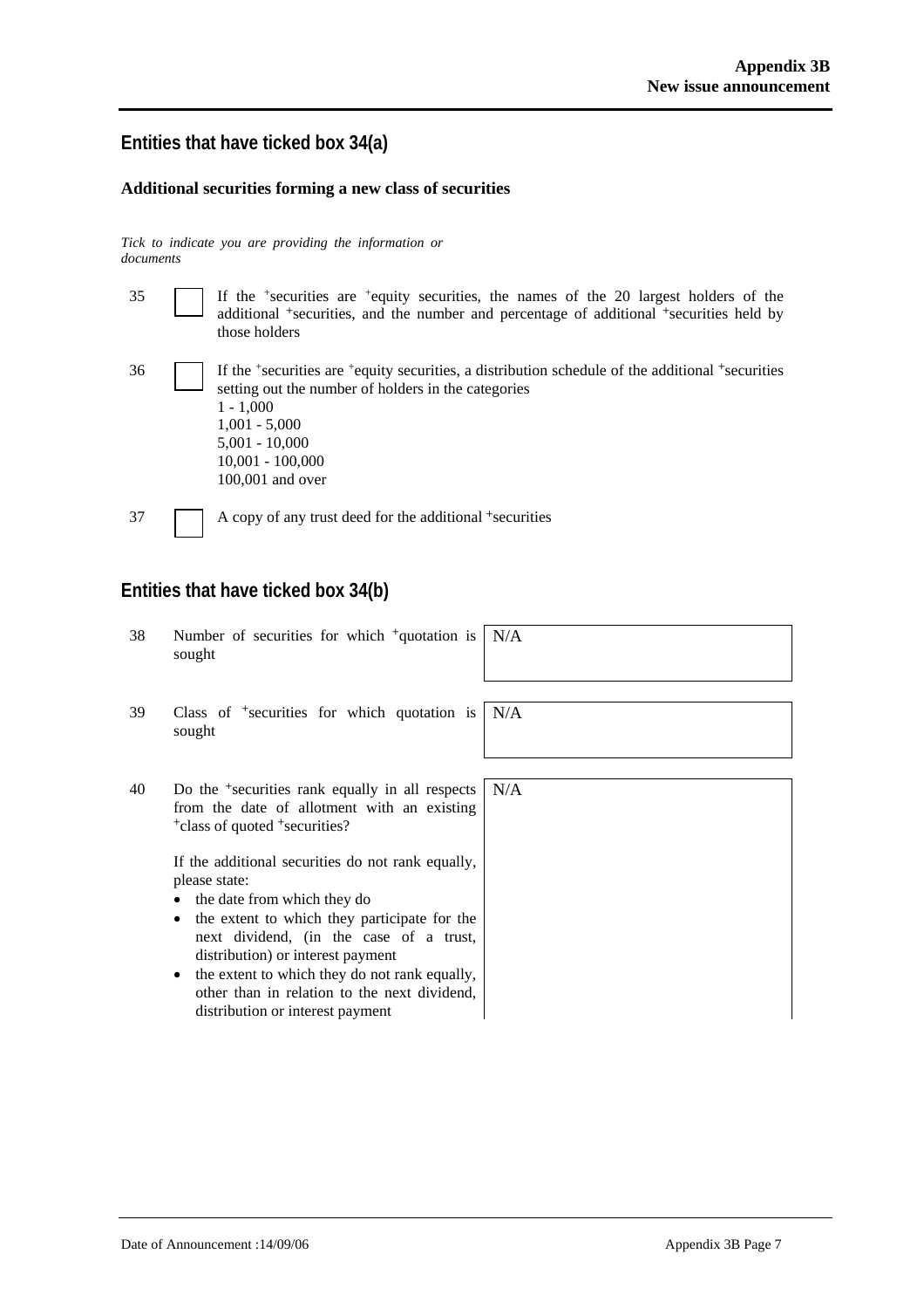## Entities that have ticked box 34(a)

### Additional securities forming a new class of securities

*Tick to indicate you are providing the information or documents*

35 ☐ If the +securities are +equity securities, the names of the 20 largest holders of the additional +securities, and the number and percentage of additional +securities held by those holders

36 ☐ If the +securities are +equity securities, a distribution schedule of the additional +securities setting out the number of holders in the categories
1 - 1,000
1,001 - 5,000
5,001 - 10,000
10,001 - 100,000
100,001 and over

37 ☐ A copy of any trust deed for the additional +securities

## Entities that have ticked box 34(b)

| | | |
|---|---|---|
| 38 | Number of securities for which +quotation is sought | N/A |
| 39 | Class of +securities for which quotation is sought | N/A |
| 40 | Do the +securities rank equally in all respects from the date of allotment with an existing +class of quoted +securities?<br><br>If the additional securities do not rank equally, please state:<br>• the date from which they do<br>• the extent to which they participate for the next dividend, (in the case of a trust, distribution) or interest payment<br>• the extent to which they do not rank equally, other than in relation to the next dividend, distribution or interest payment | N/A |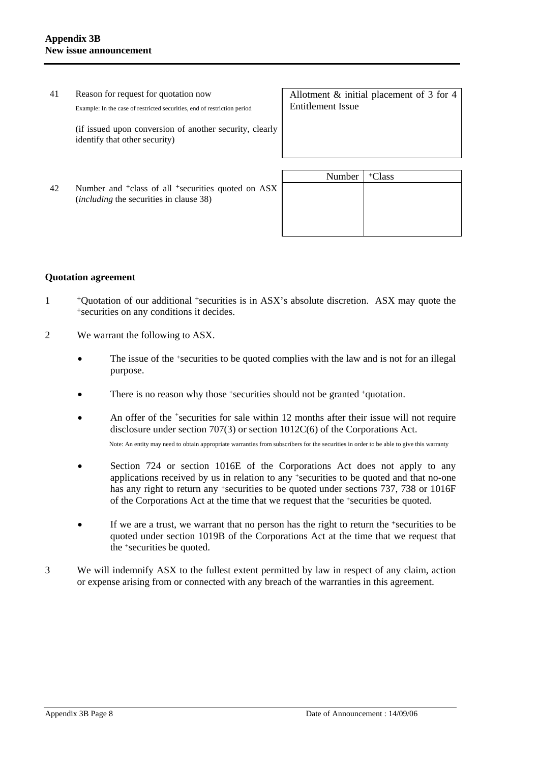| | | |
|---|---|---|
| 41 | Reason for request for quotation now<br>Example: In the case of restricted securities, end of restriction period<br><br>(if issued upon conversion of another security, clearly identify that other security) | Allotment & initial placement of 3 for 4 Entitlement Issue |

| | | Number | +Class |
|---|---|---|---|
| 42 | Number and +class of all +securities quoted on ASX (*including* the securities in clause 38) | | |

## Quotation agreement

1 +Quotation of our additional +securities is in ASX's absolute discretion. ASX may quote the +securities on any conditions it decides.

2 We warrant the following to ASX.

- The issue of the +securities to be quoted complies with the law and is not for an illegal purpose.

- There is no reason why those +securities should not be granted +quotation.

- An offer of the +securities for sale within 12 months after their issue will not require disclosure under section 707(3) or section 1012C(6) of the Corporations Act.

  Note: An entity may need to obtain appropriate warranties from subscribers for the securities in order to be able to give this warranty

- Section 724 or section 1016E of the Corporations Act does not apply to any applications received by us in relation to any +securities to be quoted and that no-one has any right to return any +securities to be quoted under sections 737, 738 or 1016F of the Corporations Act at the time that we request that the +securities be quoted.

- If we are a trust, we warrant that no person has the right to return the +securities to be quoted under section 1019B of the Corporations Act at the time that we request that the +securities be quoted.

3 We will indemnify ASX to the fullest extent permitted by law in respect of any claim, action or expense arising from or connected with any breach of the warranties in this agreement.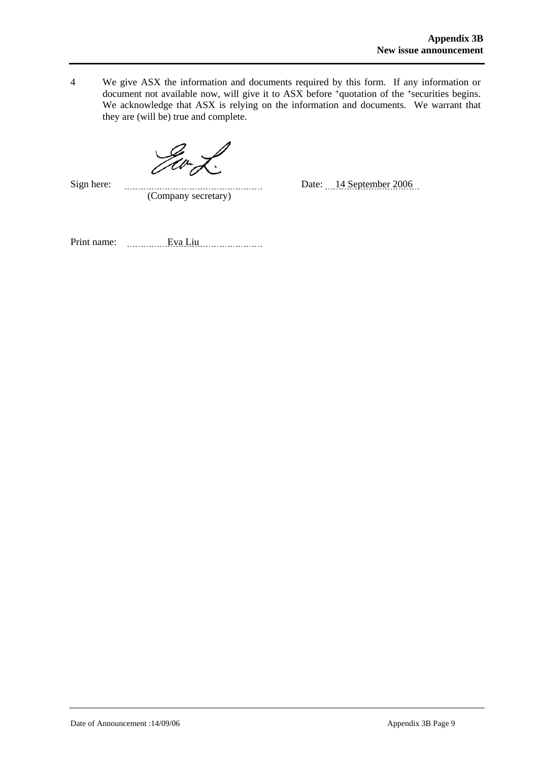4 We give ASX the information and documents required by this form. If any information or document not available now, will give it to ASX before +quotation of the +securities begins. We acknowledge that ASX is relying on the information and documents. We warrant that they are (will be) true and complete.

Sign here: ............................................ Date: 14 September 2006
(Company secretary)

Print name: Eva Liu